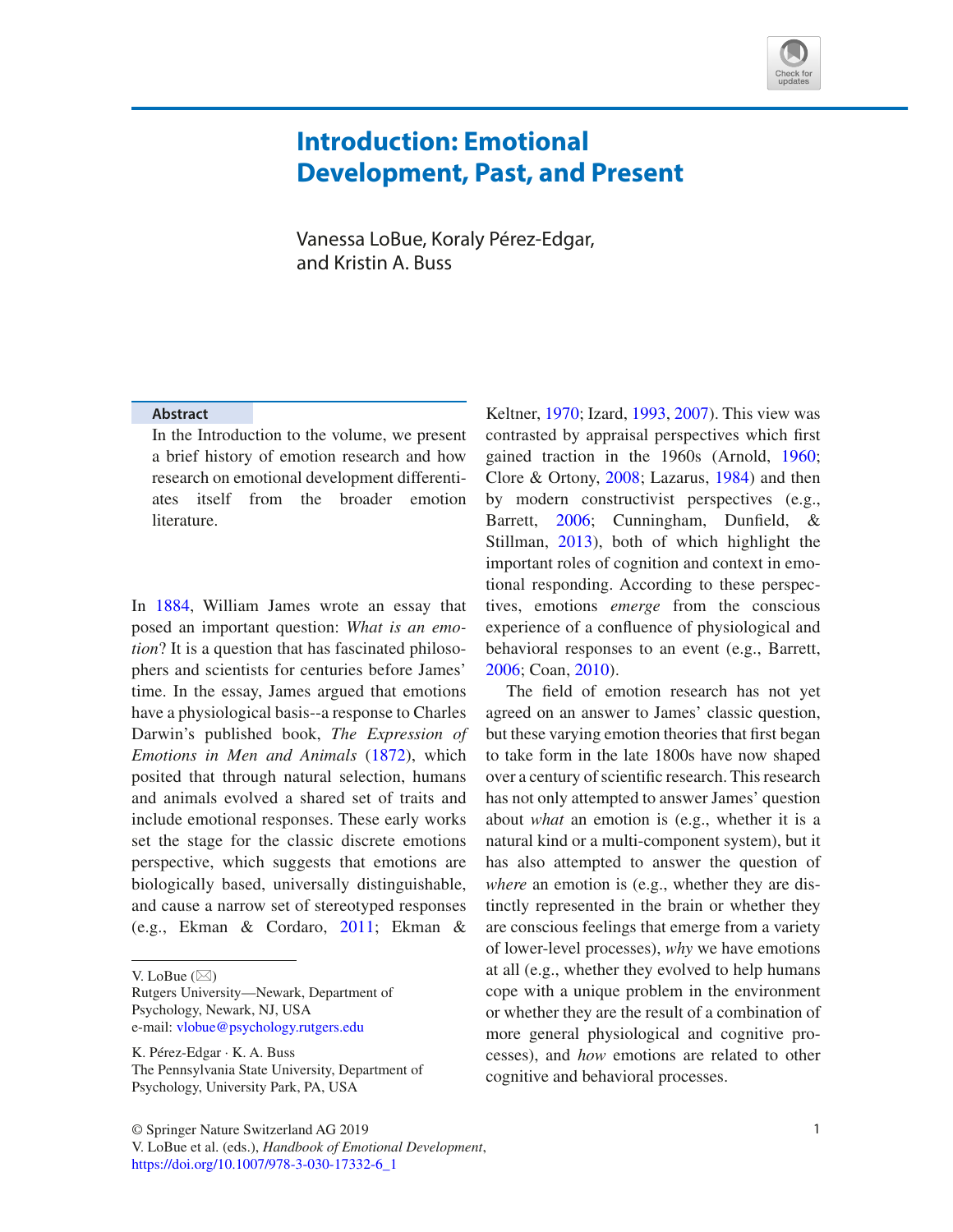# Introduction: Emotional Development, Past, and Present

Vanessa LoBue, Koraly Pérez-Edgar, and Kristin A. Buss

## Abstract

In the Introduction to the volume, we present a brief history of emotion research and how research on emotional development differentiates itself from the broader emotion literature.

In 1884, William James wrote an essay that posed an important question: *What is an emotion*? It is a question that has fascinated philosophers and scientists for centuries before James' time. In the essay, James argued that emotions have a physiological basis--a response to Charles Darwin's published book, *The Expression of Emotions in Men and Animals* (1872), which posited that through natural selection, humans and animals evolved a shared set of traits and include emotional responses. These early works set the stage for the classic discrete emotions perspective, which suggests that emotions are biologically based, universally distinguishable, and cause a narrow set of stereotyped responses (e.g., Ekman & Cordaro, 2011; Ekman & Keltner, 1970; Izard, 1993, 2007). This view was contrasted by appraisal perspectives which first gained traction in the 1960s (Arnold, 1960; Clore & Ortony, 2008; Lazarus, 1984) and then by modern constructivist perspectives (e.g., Barrett, 2006; Cunningham, Dunfield, & Stillman, 2013), both of which highlight the important roles of cognition and context in emotional responding. According to these perspectives, emotions *emerge* from the conscious experience of a confluence of physiological and behavioral responses to an event (e.g., Barrett, 2006; Coan, 2010).

The field of emotion research has not yet agreed on an answer to James' classic question, but these varying emotion theories that first began to take form in the late 1800s have now shaped over a century of scientific research. This research has not only attempted to answer James' question about *what* an emotion is (e.g., whether it is a natural kind or a multi-component system), but it has also attempted to answer the question of *where* an emotion is (e.g., whether they are distinctly represented in the brain or whether they are conscious feelings that emerge from a variety of lower-level processes), *why* we have emotions at all (e.g., whether they evolved to help humans cope with a unique problem in the environment or whether they are the result of a combination of more general physiological and cognitive processes), and *how* emotions are related to other cognitive and behavioral processes.

V. LoBue (✉)
Rutgers University—Newark, Department of Psychology, Newark, NJ, USA
e-mail: vlobue@psychology.rutgers.edu

K. Pérez-Edgar · K. A. Buss
The Pennsylvania State University, Department of Psychology, University Park, PA, USA

© Springer Nature Switzerland AG 2019
V. LoBue et al. (eds.), *Handbook of Emotional Development*,
https://doi.org/10.1007/978-3-030-17332-6_1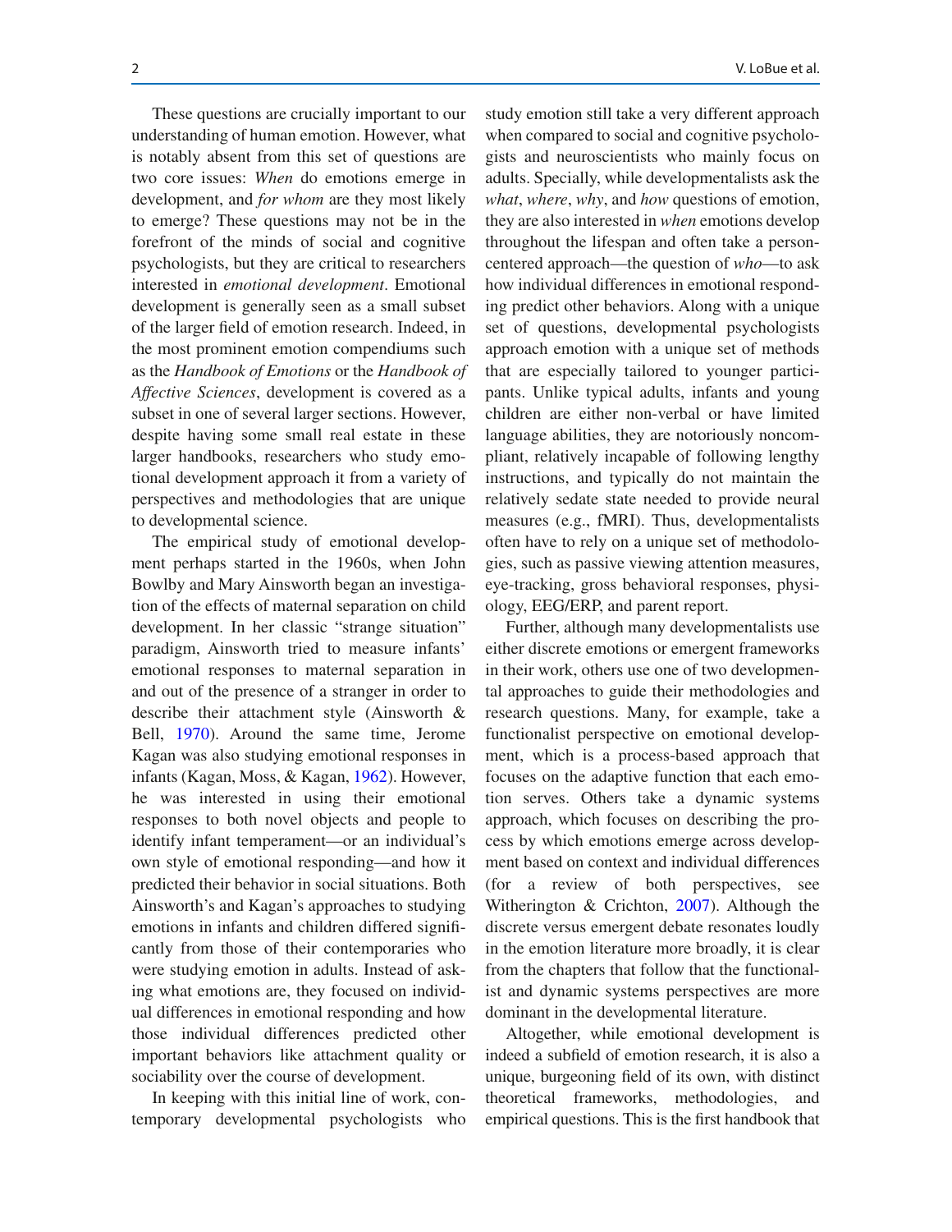These questions are crucially important to our understanding of human emotion. However, what is notably absent from this set of questions are two core issues: *When* do emotions emerge in development, and *for whom* are they most likely to emerge? These questions may not be in the forefront of the minds of social and cognitive psychologists, but they are critical to researchers interested in *emotional development*. Emotional development is generally seen as a small subset of the larger field of emotion research. Indeed, in the most prominent emotion compendiums such as the *Handbook of Emotions* or the *Handbook of Affective Sciences*, development is covered as a subset in one of several larger sections. However, despite having some small real estate in these larger handbooks, researchers who study emotional development approach it from a variety of perspectives and methodologies that are unique to developmental science.

The empirical study of emotional development perhaps started in the 1960s, when John Bowlby and Mary Ainsworth began an investigation of the effects of maternal separation on child development. In her classic "strange situation" paradigm, Ainsworth tried to measure infants' emotional responses to maternal separation in and out of the presence of a stranger in order to describe their attachment style (Ainsworth & Bell, 1970). Around the same time, Jerome Kagan was also studying emotional responses in infants (Kagan, Moss, & Kagan, 1962). However, he was interested in using their emotional responses to both novel objects and people to identify infant temperament—or an individual's own style of emotional responding—and how it predicted their behavior in social situations. Both Ainsworth's and Kagan's approaches to studying emotions in infants and children differed significantly from those of their contemporaries who were studying emotion in adults. Instead of asking what emotions are, they focused on individual differences in emotional responding and how those individual differences predicted other important behaviors like attachment quality or sociability over the course of development.

In keeping with this initial line of work, contemporary developmental psychologists who study emotion still take a very different approach when compared to social and cognitive psychologists and neuroscientists who mainly focus on adults. Specially, while developmentalists ask the *what*, *where*, *why*, and *how* questions of emotion, they are also interested in *when* emotions develop throughout the lifespan and often take a person-centered approach—the question of *who*—to ask how individual differences in emotional responding predict other behaviors. Along with a unique set of questions, developmental psychologists approach emotion with a unique set of methods that are especially tailored to younger participants. Unlike typical adults, infants and young children are either non-verbal or have limited language abilities, they are notoriously noncompliant, relatively incapable of following lengthy instructions, and typically do not maintain the relatively sedate state needed to provide neural measures (e.g., fMRI). Thus, developmentalists often have to rely on a unique set of methodologies, such as passive viewing attention measures, eye-tracking, gross behavioral responses, physiology, EEG/ERP, and parent report.

Further, although many developmentalists use either discrete emotions or emergent frameworks in their work, others use one of two developmental approaches to guide their methodologies and research questions. Many, for example, take a functionalist perspective on emotional development, which is a process-based approach that focuses on the adaptive function that each emotion serves. Others take a dynamic systems approach, which focuses on describing the process by which emotions emerge across development based on context and individual differences (for a review of both perspectives, see Witherington & Crichton, 2007). Although the discrete versus emergent debate resonates loudly in the emotion literature more broadly, it is clear from the chapters that follow that the functionalist and dynamic systems perspectives are more dominant in the developmental literature.

Altogether, while emotional development is indeed a subfield of emotion research, it is also a unique, burgeoning field of its own, with distinct theoretical frameworks, methodologies, and empirical questions. This is the first handbook that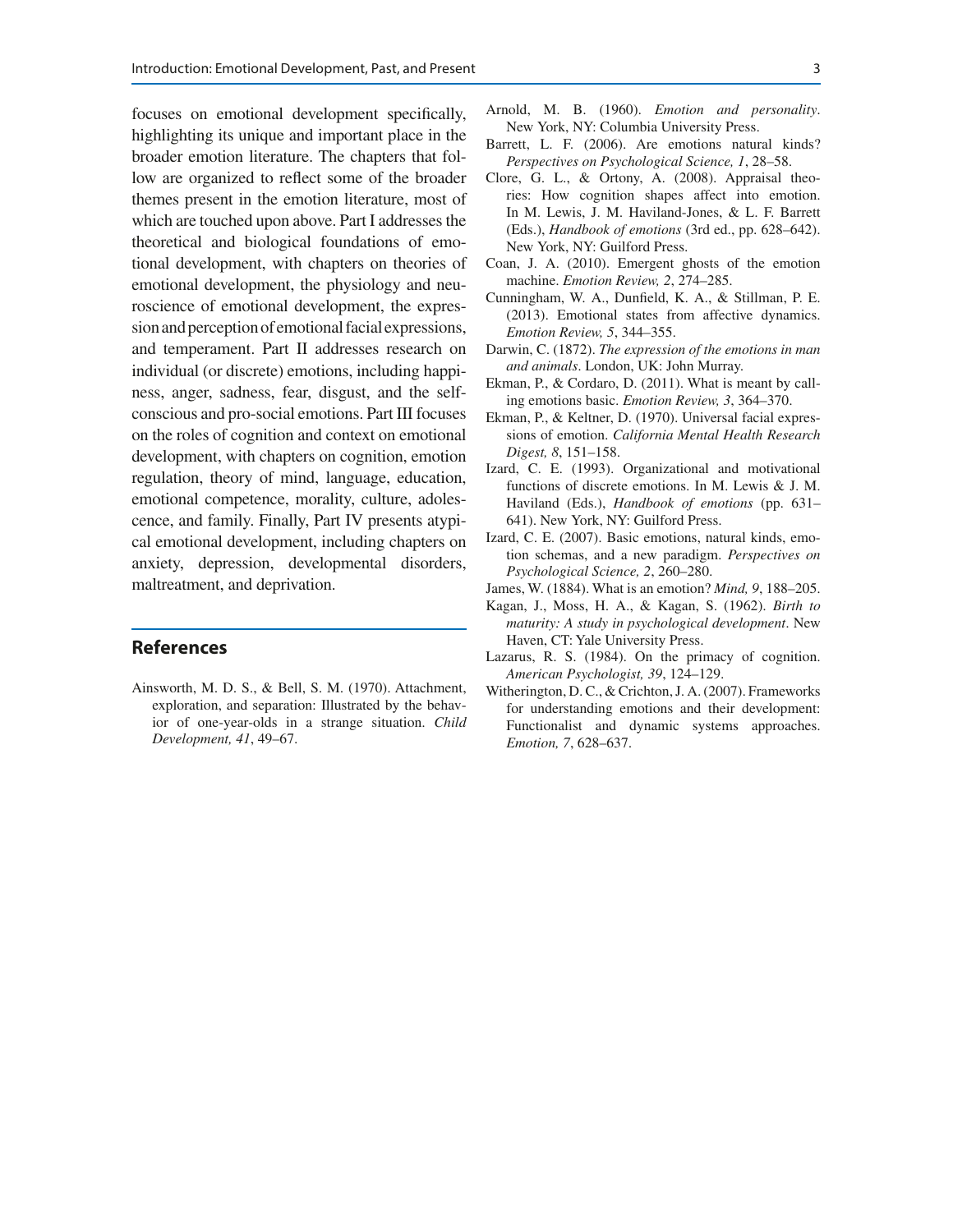focuses on emotional development specifically, highlighting its unique and important place in the broader emotion literature. The chapters that follow are organized to reflect some of the broader themes present in the emotion literature, most of which are touched upon above. Part I addresses the theoretical and biological foundations of emotional development, with chapters on theories of emotional development, the physiology and neuroscience of emotional development, the expression and perception of emotional facial expressions, and temperament. Part II addresses research on individual (or discrete) emotions, including happiness, anger, sadness, fear, disgust, and the self-conscious and pro-social emotions. Part III focuses on the roles of cognition and context on emotional development, with chapters on cognition, emotion regulation, theory of mind, language, education, emotional competence, morality, culture, adolescence, and family. Finally, Part IV presents atypical emotional development, including chapters on anxiety, depression, developmental disorders, maltreatment, and deprivation.

## References

Ainsworth, M. D. S., & Bell, S. M. (1970). Attachment, exploration, and separation: Illustrated by the behavior of one-year-olds in a strange situation. *Child Development, 41*, 49–67.

Arnold, M. B. (1960). *Emotion and personality*. New York, NY: Columbia University Press.

Barrett, L. F. (2006). Are emotions natural kinds? *Perspectives on Psychological Science, 1*, 28–58.

Clore, G. L., & Ortony, A. (2008). Appraisal theories: How cognition shapes affect into emotion. In M. Lewis, J. M. Haviland-Jones, & L. F. Barrett (Eds.), *Handbook of emotions* (3rd ed., pp. 628–642). New York, NY: Guilford Press.

Coan, J. A. (2010). Emergent ghosts of the emotion machine. *Emotion Review, 2*, 274–285.

Cunningham, W. A., Dunfield, K. A., & Stillman, P. E. (2013). Emotional states from affective dynamics. *Emotion Review, 5*, 344–355.

Darwin, C. (1872). *The expression of the emotions in man and animals*. London, UK: John Murray.

Ekman, P., & Cordaro, D. (2011). What is meant by calling emotions basic. *Emotion Review, 3*, 364–370.

Ekman, P., & Keltner, D. (1970). Universal facial expressions of emotion. *California Mental Health Research Digest, 8*, 151–158.

Izard, C. E. (1993). Organizational and motivational functions of discrete emotions. In M. Lewis & J. M. Haviland (Eds.), *Handbook of emotions* (pp. 631–641). New York, NY: Guilford Press.

Izard, C. E. (2007). Basic emotions, natural kinds, emotion schemas, and a new paradigm. *Perspectives on Psychological Science, 2*, 260–280.

James, W. (1884). What is an emotion? *Mind, 9*, 188–205.

Kagan, J., Moss, H. A., & Kagan, S. (1962). *Birth to maturity: A study in psychological development*. New Haven, CT: Yale University Press.

Lazarus, R. S. (1984). On the primacy of cognition. *American Psychologist, 39*, 124–129.

Witherington, D. C., & Crichton, J. A. (2007). Frameworks for understanding emotions and their development: Functionalist and dynamic systems approaches. *Emotion, 7*, 628–637.